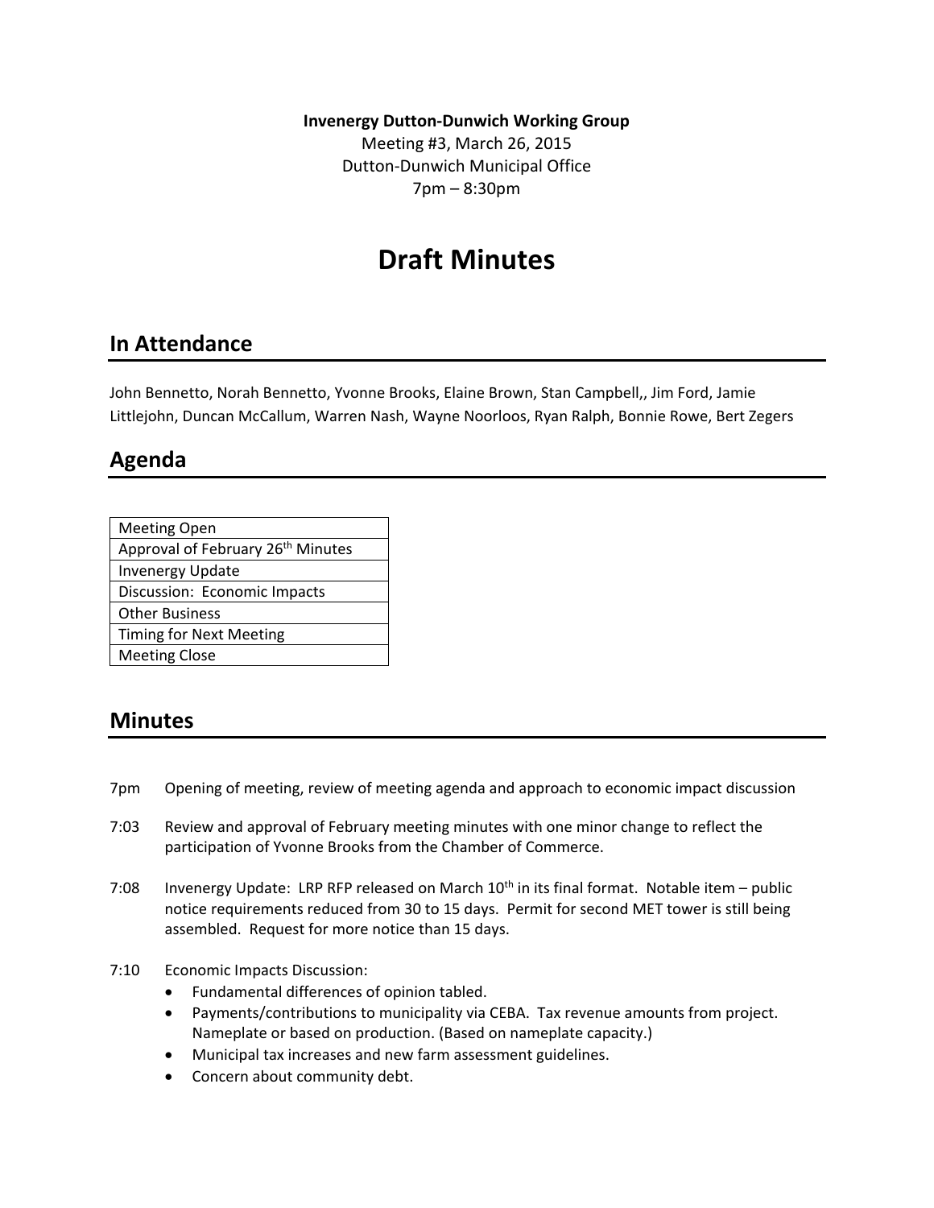**Invenergy Dutton-Dunwich Working Group**

Meeting #3, March 26, 2015

Dutton-Dunwich Municipal Office

7pm – 8:30pm

# Draft Minutes

## In Attendance

John Bennetto, Norah Bennetto, Yvonne Brooks, Elaine Brown, Stan Campbell,, Jim Ford, Jamie Littlejohn, Duncan McCallum, Warren Nash, Wayne Noorloos, Ryan Ralph, Bonnie Rowe, Bert Zegers

## Agenda

| |
|---|
| Meeting Open |
| Approval of February 26th Minutes |
| Invenergy Update |
| Discussion: Economic Impacts |
| Other Business |
| Timing for Next Meeting |
| Meeting Close |

## Minutes

7pm Opening of meeting, review of meeting agenda and approach to economic impact discussion

7:03 Review and approval of February meeting minutes with one minor change to reflect the participation of Yvonne Brooks from the Chamber of Commerce.

7:08 Invenergy Update: LRP RFP released on March 10th in its final format. Notable item – public notice requirements reduced from 30 to 15 days. Permit for second MET tower is still being assembled. Request for more notice than 15 days.

7:10 Economic Impacts Discussion:

- Fundamental differences of opinion tabled.
- Payments/contributions to municipality via CEBA. Tax revenue amounts from project. Nameplate or based on production. (Based on nameplate capacity.)
- Municipal tax increases and new farm assessment guidelines.
- Concern about community debt.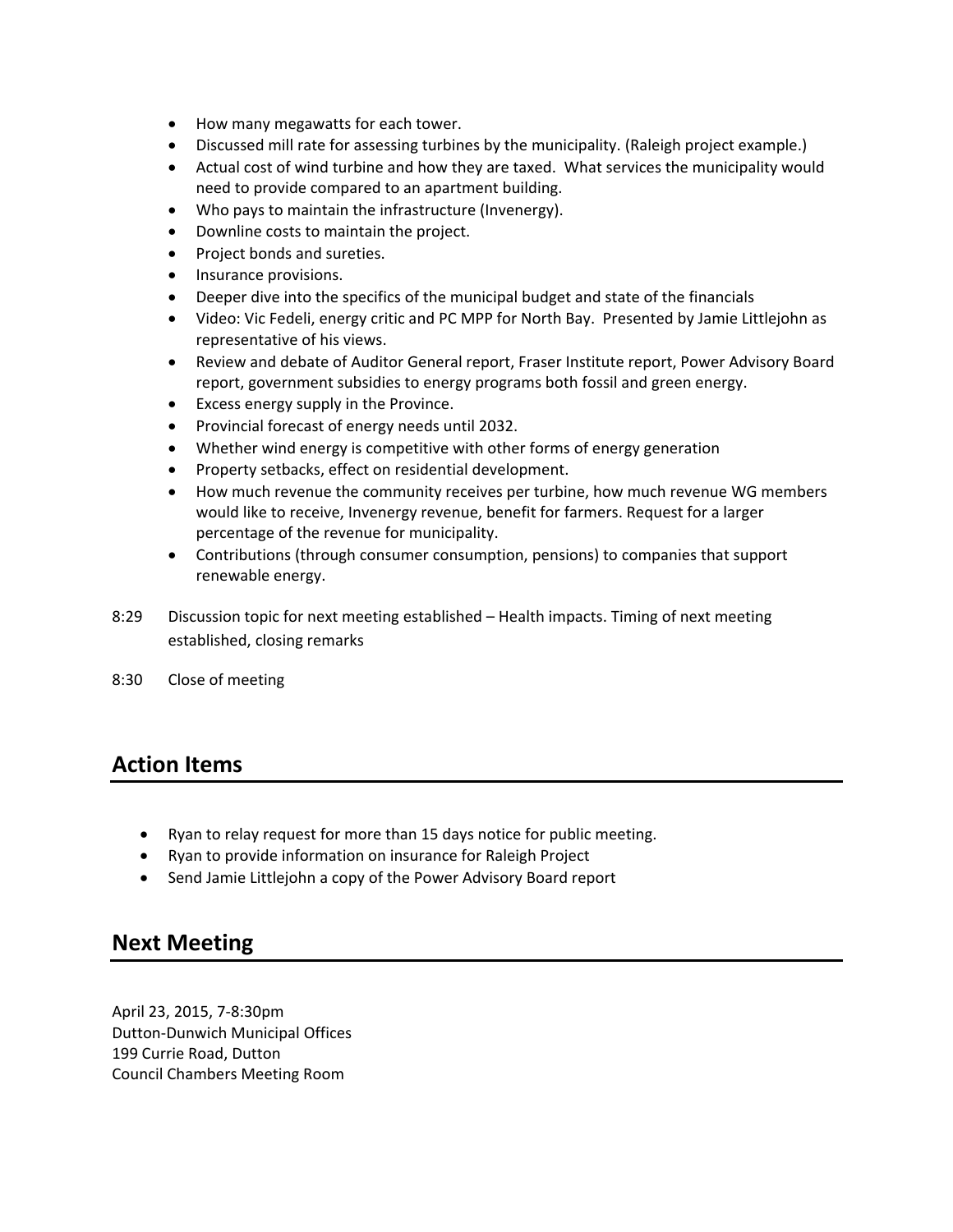- How many megawatts for each tower.
- Discussed mill rate for assessing turbines by the municipality. (Raleigh project example.)
- Actual cost of wind turbine and how they are taxed. What services the municipality would need to provide compared to an apartment building.
- Who pays to maintain the infrastructure (Invenergy).
- Downline costs to maintain the project.
- Project bonds and sureties.
- Insurance provisions.
- Deeper dive into the specifics of the municipal budget and state of the financials
- Video: Vic Fedeli, energy critic and PC MPP for North Bay. Presented by Jamie Littlejohn as representative of his views.
- Review and debate of Auditor General report, Fraser Institute report, Power Advisory Board report, government subsidies to energy programs both fossil and green energy.
- Excess energy supply in the Province.
- Provincial forecast of energy needs until 2032.
- Whether wind energy is competitive with other forms of energy generation
- Property setbacks, effect on residential development.
- How much revenue the community receives per turbine, how much revenue WG members would like to receive, Invenergy revenue, benefit for farmers. Request for a larger percentage of the revenue for municipality.
- Contributions (through consumer consumption, pensions) to companies that support renewable energy.

8:29 Discussion topic for next meeting established – Health impacts. Timing of next meeting established, closing remarks

8:30 Close of meeting

## Action Items

- Ryan to relay request for more than 15 days notice for public meeting.
- Ryan to provide information on insurance for Raleigh Project
- Send Jamie Littlejohn a copy of the Power Advisory Board report

## Next Meeting

April 23, 2015, 7-8:30pm
Dutton-Dunwich Municipal Offices
199 Currie Road, Dutton
Council Chambers Meeting Room